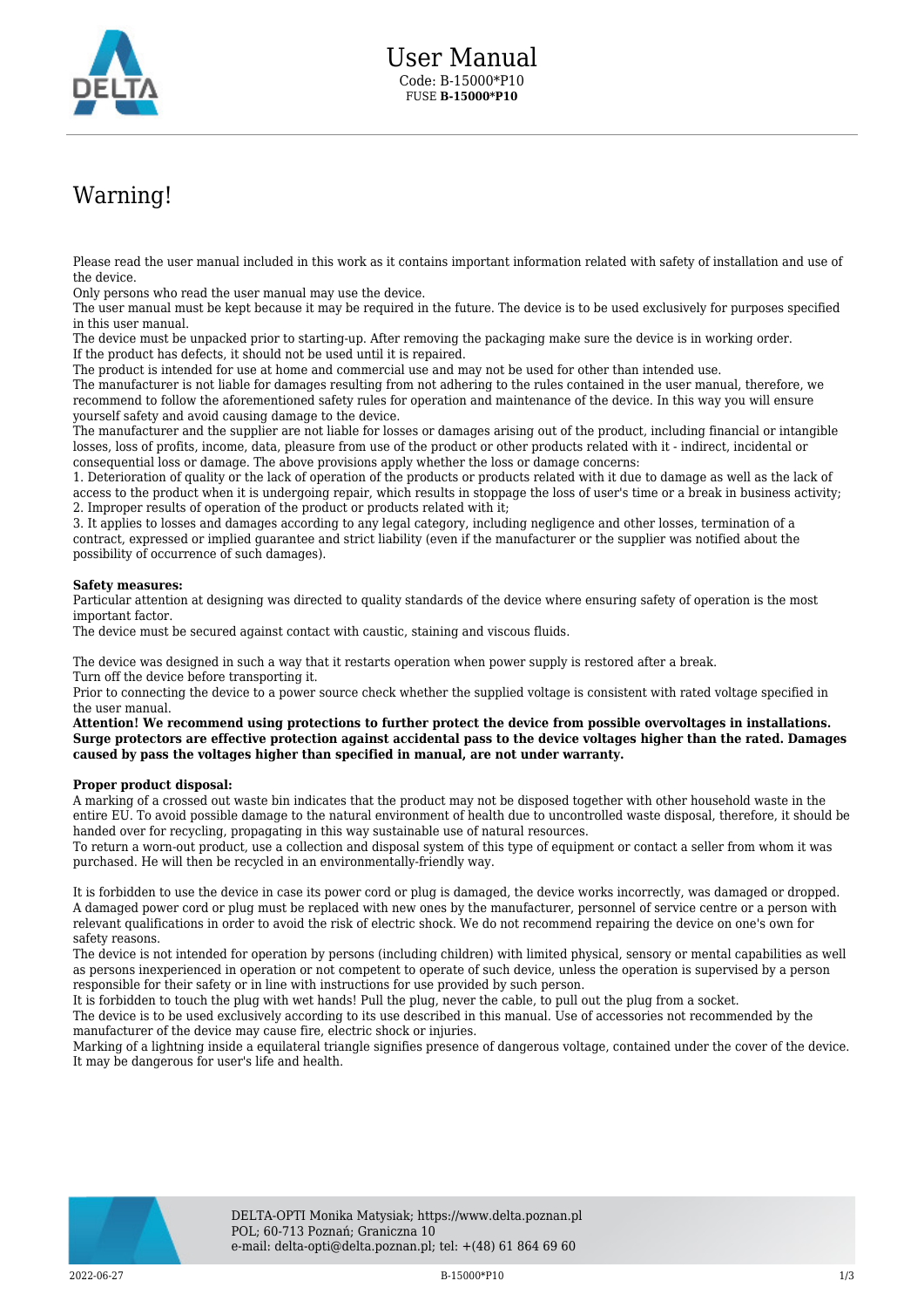# User Manual

Code: B-15000*P10

FUSE **B-15000*P10**

## Warning!

Please read the user manual included in this work as it contains important information related with safety of installation and use of the device.
Only persons who read the user manual may use the device.
The user manual must be kept because it may be required in the future. The device is to be used exclusively for purposes specified in this user manual.
The device must be unpacked prior to starting-up. After removing the packaging make sure the device is in working order.
If the product has defects, it should not be used until it is repaired.
The product is intended for use at home and commercial use and may not be used for other than intended use.
The manufacturer is not liable for damages resulting from not adhering to the rules contained in the user manual, therefore, we recommend to follow the aforementioned safety rules for operation and maintenance of the device. In this way you will ensure yourself safety and avoid causing damage to the device.
The manufacturer and the supplier are not liable for losses or damages arising out of the product, including financial or intangible losses, loss of profits, income, data, pleasure from use of the product or other products related with it - indirect, incidental or consequential loss or damage. The above provisions apply whether the loss or damage concerns:
1. Deterioration of quality or the lack of operation of the products or products related with it due to damage as well as the lack of access to the product when it is undergoing repair, which results in stoppage the loss of user's time or a break in business activity;
2. Improper results of operation of the product or products related with it;
3. It applies to losses and damages according to any legal category, including negligence and other losses, termination of a contract, expressed or implied guarantee and strict liability (even if the manufacturer or the supplier was notified about the possibility of occurrence of such damages).

**Safety measures:**
Particular attention at designing was directed to quality standards of the device where ensuring safety of operation is the most important factor.
The device must be secured against contact with caustic, staining and viscous fluids.

The device was designed in such a way that it restarts operation when power supply is restored after a break.
Turn off the device before transporting it.
Prior to connecting the device to a power source check whether the supplied voltage is consistent with rated voltage specified in the user manual.
**Attention! We recommend using protections to further protect the device from possible overvoltages in installations. Surge protectors are effective protection against accidental pass to the device voltages higher than the rated. Damages caused by pass the voltages higher than specified in manual, are not under warranty.**

**Proper product disposal:**
A marking of a crossed out waste bin indicates that the product may not be disposed together with other household waste in the entire EU. To avoid possible damage to the natural environment of health due to uncontrolled waste disposal, therefore, it should be handed over for recycling, propagating in this way sustainable use of natural resources.
To return a worn-out product, use a collection and disposal system of this type of equipment or contact a seller from whom it was purchased. He will then be recycled in an environmentally-friendly way.

It is forbidden to use the device in case its power cord or plug is damaged, the device works incorrectly, was damaged or dropped. A damaged power cord or plug must be replaced with new ones by the manufacturer, personnel of service centre or a person with relevant qualifications in order to avoid the risk of electric shock. We do not recommend repairing the device on one's own for safety reasons.
The device is not intended for operation by persons (including children) with limited physical, sensory or mental capabilities as well as persons inexperienced in operation or not competent to operate of such device, unless the operation is supervised by a person responsible for their safety or in line with instructions for use provided by such person.
It is forbidden to touch the plug with wet hands! Pull the plug, never the cable, to pull out the plug from a socket.
The device is to be used exclusively according to its use described in this manual. Use of accessories not recommended by the manufacturer of the device may cause fire, electric shock or injuries.
Marking of a lightning inside a equilateral triangle signifies presence of dangerous voltage, contained under the cover of the device. It may be dangerous for user's life and health.

DELTA-OPTI Monika Matysiak; https://www.delta.poznan.pl
POL; 60-713 Poznań; Graniczna 10
e-mail: delta-opti@delta.poznan.pl; tel: +(48) 61 864 69 60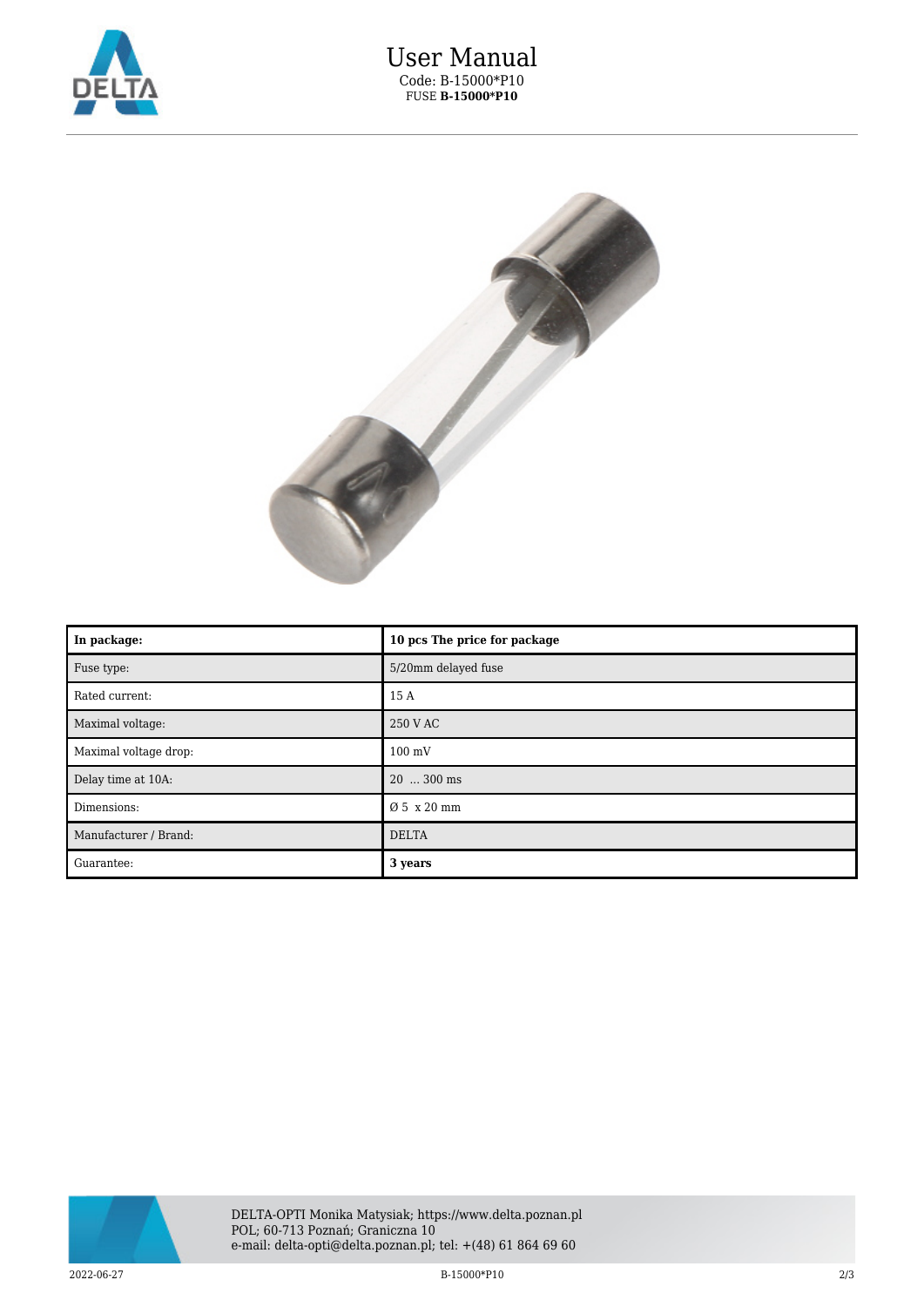# User Manual

Code: B-15000*P10

FUSE **B-15000*P10**

| **In package:** | **10 pcs The price for package** |
| --- | --- |
| Fuse type: | 5/20mm delayed fuse |
| Rated current: | 15 A |
| Maximal voltage: | 250 V AC |
| Maximal voltage drop: | 100 mV |
| Delay time at 10A: | 20 ... 300 ms |
| Dimensions: | Ø 5 x 20 mm |
| Manufacturer / Brand: | DELTA |
| Guarantee: | **3 years** |

DELTA-OPTI Monika Matysiak; https://www.delta.poznan.pl
POL; 60-713 Poznań; Graniczna 10
e-mail: delta-opti@delta.poznan.pl; tel: +(48) 61 864 69 60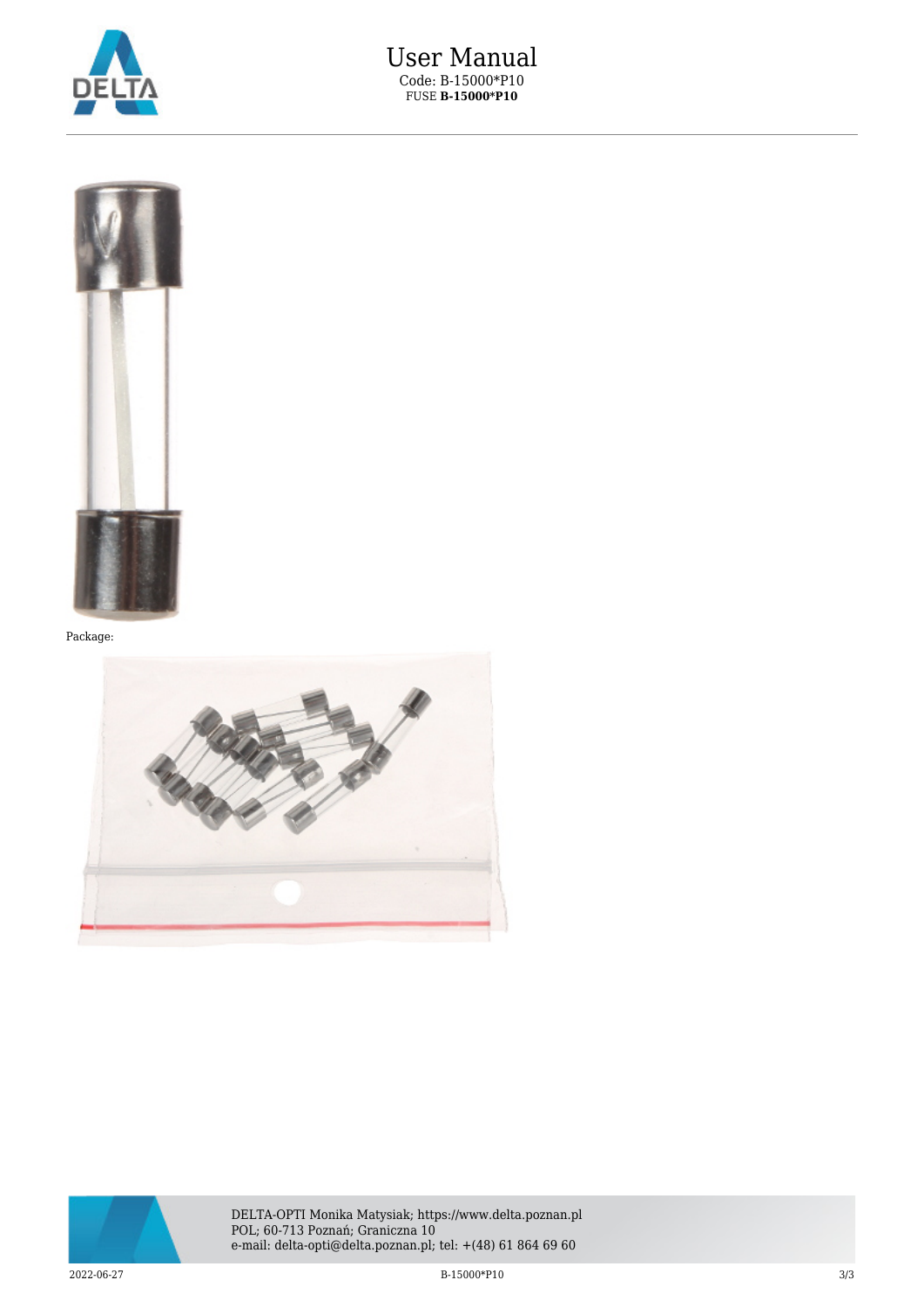Package: